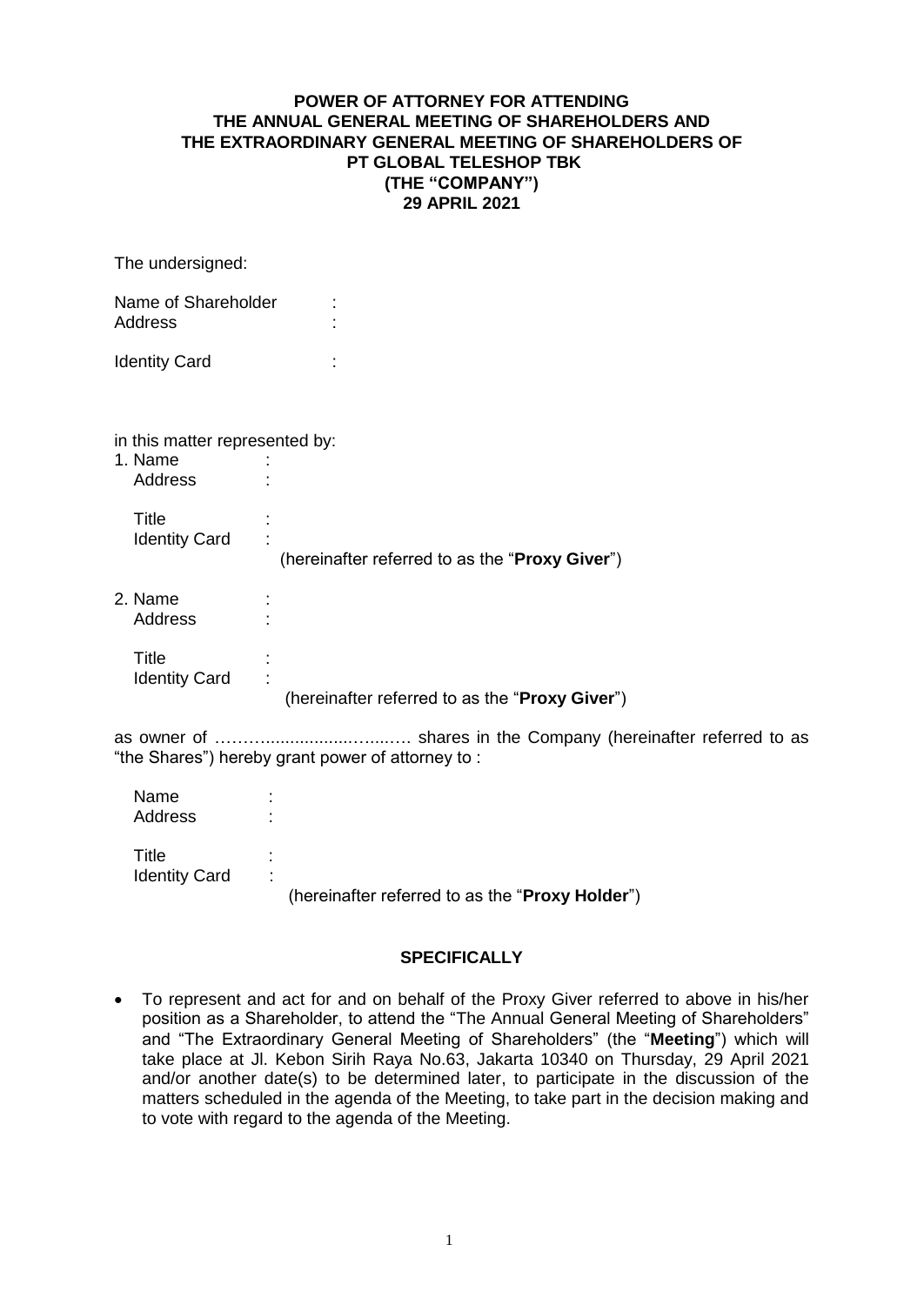**POWER OF ATTORNEY FOR ATTENDING**
**THE ANNUAL GENERAL MEETING OF SHAREHOLDERS AND**
**THE EXTRAORDINARY GENERAL MEETING OF SHAREHOLDERS OF**
**PT GLOBAL TELESHOP TBK**
**(THE "COMPANY")**
**29 APRIL 2021**

The undersigned:

Name of Shareholder :
Address :

Identity Card :

in this matter represented by:

1. Name :
   Address :

   Title :
   Identity Card :
   (hereinafter referred to as the "**Proxy Giver**")

2. Name :
   Address :

   Title :
   Identity Card :
   (hereinafter referred to as the "**Proxy Giver**")

as owner of ……….................…..…. shares in the Company (hereinafter referred to as "the Shares") hereby grant power of attorney to :

Name :
Address :

Title :
Identity Card :
(hereinafter referred to as the "**Proxy Holder**")

**SPECIFICALLY**

- To represent and act for and on behalf of the Proxy Giver referred to above in his/her position as a Shareholder, to attend the "The Annual General Meeting of Shareholders" and "The Extraordinary General Meeting of Shareholders" (the "**Meeting**") which will take place at Jl. Kebon Sirih Raya No.63, Jakarta 10340 on Thursday, 29 April 2021 and/or another date(s) to be determined later, to participate in the discussion of the matters scheduled in the agenda of the Meeting, to take part in the decision making and to vote with regard to the agenda of the Meeting.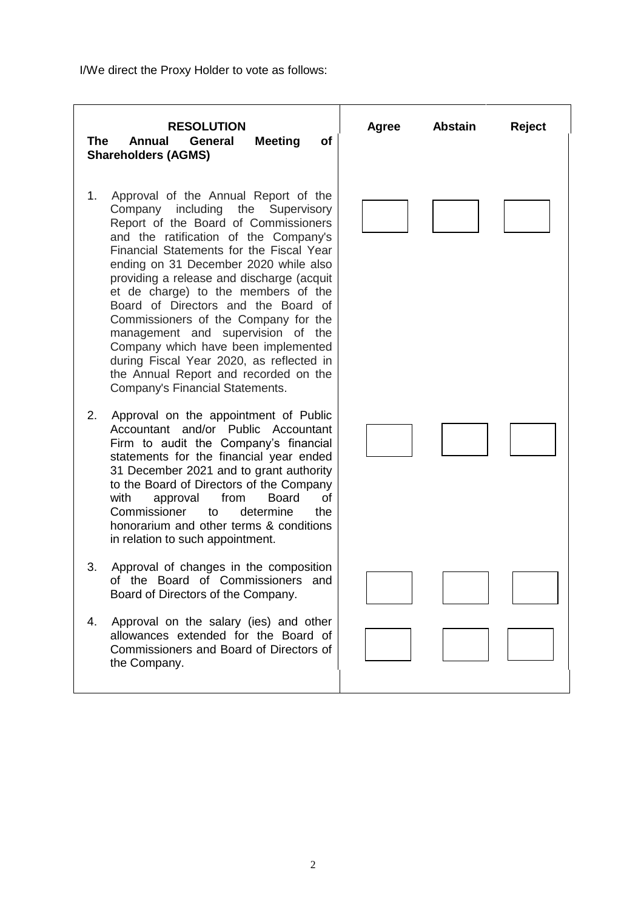I/We direct the Proxy Holder to vote as follows:

| RESOLUTION<br>**The Annual General Meeting of Shareholders (AGMS)** | Agree | Abstain | Reject |
|---|---|---|---|
| 1. Approval of the Annual Report of the Company including the Supervisory Report of the Board of Commissioners and the ratification of the Company's Financial Statements for the Fiscal Year ending on 31 December 2020 while also providing a release and discharge (acquit et de charge) to the members of the Board of Directors and the Board of Commissioners of the Company for the management and supervision of the Company which have been implemented during Fiscal Year 2020, as reflected in the Annual Report and recorded on the Company's Financial Statements. | ☐ | ☐ | ☐ |
| 2. Approval on the appointment of Public Accountant and/or Public Accountant Firm to audit the Company's financial statements for the financial year ended 31 December 2021 and to grant authority to the Board of Directors of the Company with approval from Board of Commissioner to determine the honorarium and other terms & conditions in relation to such appointment. | ☐ | ☐ | ☐ |
| 3. Approval of changes in the composition of the Board of Commissioners and Board of Directors of the Company. | ☐ | ☐ | ☐ |
| 4. Approval on the salary (ies) and other allowances extended for the Board of Commissioners and Board of Directors of the Company. | ☐ | ☐ | ☐ |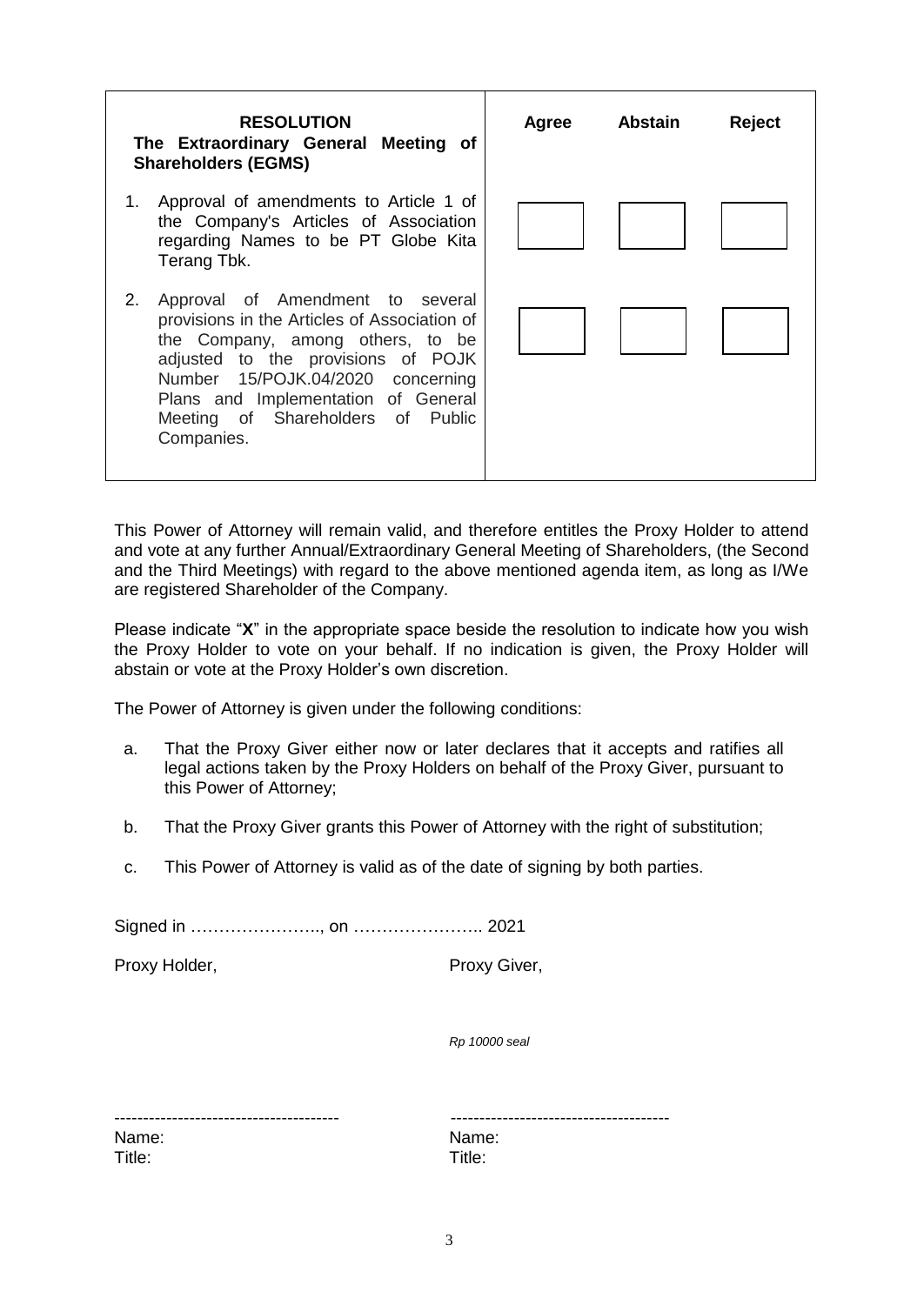| RESOLUTION<br>The Extraordinary General Meeting of Shareholders (EGMS) | Agree | Abstain | Reject |
|---|---|---|---|
| 1. Approval of amendments to Article 1 of the Company's Articles of Association regarding Names to be PT Globe Kita Terang Tbk. | | | |
| 2. Approval of Amendment to several provisions in the Articles of Association of the Company, among others, to be adjusted to the provisions of POJK Number 15/POJK.04/2020 concerning Plans and Implementation of General Meeting of Shareholders of Public Companies. | | | |

This Power of Attorney will remain valid, and therefore entitles the Proxy Holder to attend and vote at any further Annual/Extraordinary General Meeting of Shareholders, (the Second and the Third Meetings) with regard to the above mentioned agenda item, as long as I/We are registered Shareholder of the Company.

Please indicate "**X**" in the appropriate space beside the resolution to indicate how you wish the Proxy Holder to vote on your behalf. If no indication is given, the Proxy Holder will abstain or vote at the Proxy Holder's own discretion.

The Power of Attorney is given under the following conditions:

a. That the Proxy Giver either now or later declares that it accepts and ratifies all legal actions taken by the Proxy Holders on behalf of the Proxy Giver, pursuant to this Power of Attorney;

b. That the Proxy Giver grants this Power of Attorney with the right of substitution;

c. This Power of Attorney is valid as of the date of signing by both parties.

Signed in ………………….., on ………………….. 2021

Proxy Holder,

Proxy Giver,

*Rp 10000 seal*

---------------------------------------

Name:

Title:

-------------------------------------

Name:

Title: